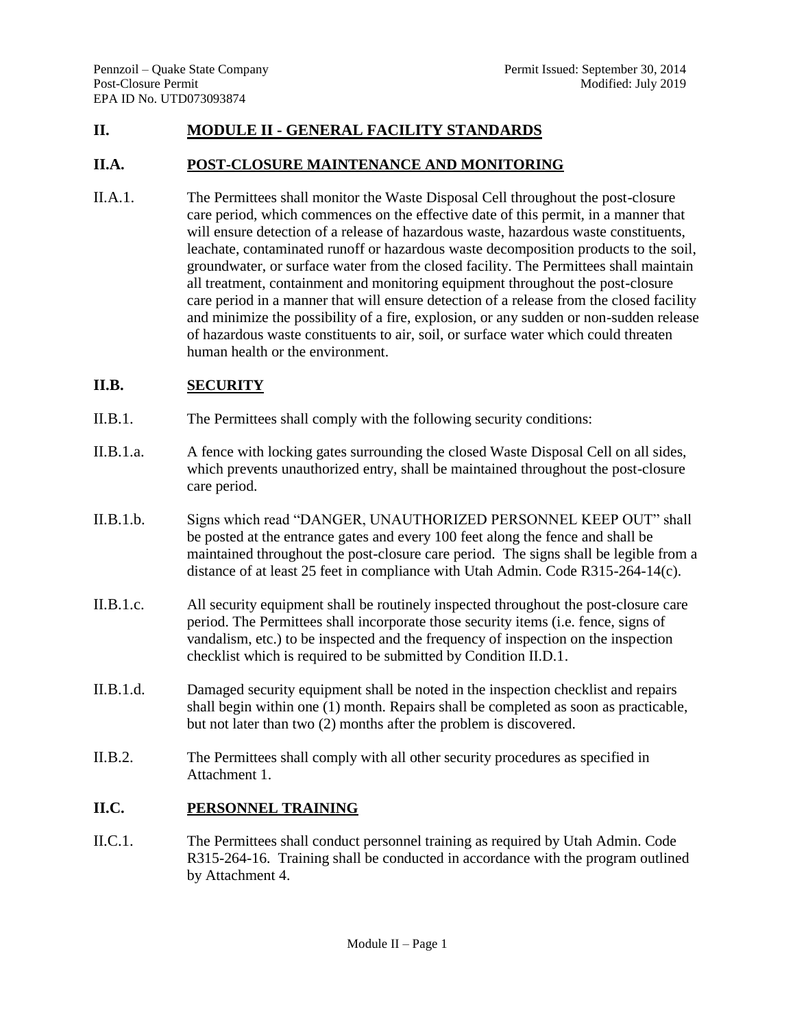## II. MODULE II - GENERAL FACILITY STANDARDS

### II.A. POST-CLOSURE MAINTENANCE AND MONITORING

II.A.1. The Permittees shall monitor the Waste Disposal Cell throughout the post-closure care period, which commences on the effective date of this permit, in a manner that will ensure detection of a release of hazardous waste, hazardous waste constituents, leachate, contaminated runoff or hazardous waste decomposition products to the soil, groundwater, or surface water from the closed facility. The Permittees shall maintain all treatment, containment and monitoring equipment throughout the post-closure care period in a manner that will ensure detection of a release from the closed facility and minimize the possibility of a fire, explosion, or any sudden or non-sudden release of hazardous waste constituents to air, soil, or surface water which could threaten human health or the environment.

### II.B. SECURITY

II.B.1. The Permittees shall comply with the following security conditions:

II.B.1.a. A fence with locking gates surrounding the closed Waste Disposal Cell on all sides, which prevents unauthorized entry, shall be maintained throughout the post-closure care period.

II.B.1.b. Signs which read "DANGER, UNAUTHORIZED PERSONNEL KEEP OUT" shall be posted at the entrance gates and every 100 feet along the fence and shall be maintained throughout the post-closure care period. The signs shall be legible from a distance of at least 25 feet in compliance with Utah Admin. Code R315-264-14(c).

II.B.1.c. All security equipment shall be routinely inspected throughout the post-closure care period. The Permittees shall incorporate those security items (i.e. fence, signs of vandalism, etc.) to be inspected and the frequency of inspection on the inspection checklist which is required to be submitted by Condition II.D.1.

II.B.1.d. Damaged security equipment shall be noted in the inspection checklist and repairs shall begin within one (1) month. Repairs shall be completed as soon as practicable, but not later than two (2) months after the problem is discovered.

II.B.2. The Permittees shall comply with all other security procedures as specified in Attachment 1.

### II.C. PERSONNEL TRAINING

II.C.1. The Permittees shall conduct personnel training as required by Utah Admin. Code R315-264-16. Training shall be conducted in accordance with the program outlined by Attachment 4.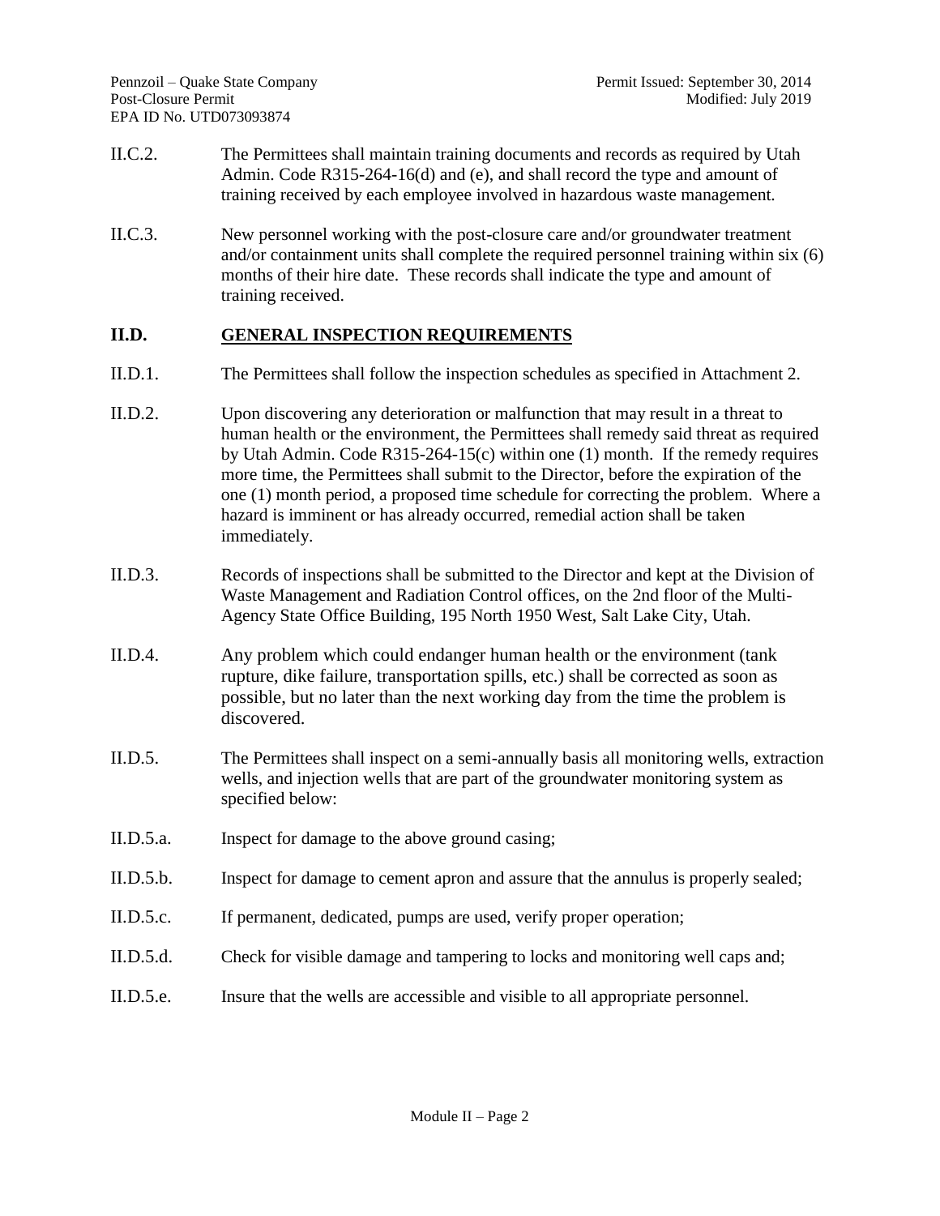II.C.2. The Permittees shall maintain training documents and records as required by Utah Admin. Code R315-264-16(d) and (e), and shall record the type and amount of training received by each employee involved in hazardous waste management.

II.C.3. New personnel working with the post-closure care and/or groundwater treatment and/or containment units shall complete the required personnel training within six (6) months of their hire date. These records shall indicate the type and amount of training received.

## II.D. GENERAL INSPECTION REQUIREMENTS

II.D.1. The Permittees shall follow the inspection schedules as specified in Attachment 2.

II.D.2. Upon discovering any deterioration or malfunction that may result in a threat to human health or the environment, the Permittees shall remedy said threat as required by Utah Admin. Code R315-264-15(c) within one (1) month. If the remedy requires more time, the Permittees shall submit to the Director, before the expiration of the one (1) month period, a proposed time schedule for correcting the problem. Where a hazard is imminent or has already occurred, remedial action shall be taken immediately.

II.D.3. Records of inspections shall be submitted to the Director and kept at the Division of Waste Management and Radiation Control offices, on the 2nd floor of the Multi-Agency State Office Building, 195 North 1950 West, Salt Lake City, Utah.

II.D.4. Any problem which could endanger human health or the environment (tank rupture, dike failure, transportation spills, etc.) shall be corrected as soon as possible, but no later than the next working day from the time the problem is discovered.

II.D.5. The Permittees shall inspect on a semi-annually basis all monitoring wells, extraction wells, and injection wells that are part of the groundwater monitoring system as specified below:

II.D.5.a. Inspect for damage to the above ground casing;

II.D.5.b. Inspect for damage to cement apron and assure that the annulus is properly sealed;

II.D.5.c. If permanent, dedicated, pumps are used, verify proper operation;

II.D.5.d. Check for visible damage and tampering to locks and monitoring well caps and;

II.D.5.e. Insure that the wells are accessible and visible to all appropriate personnel.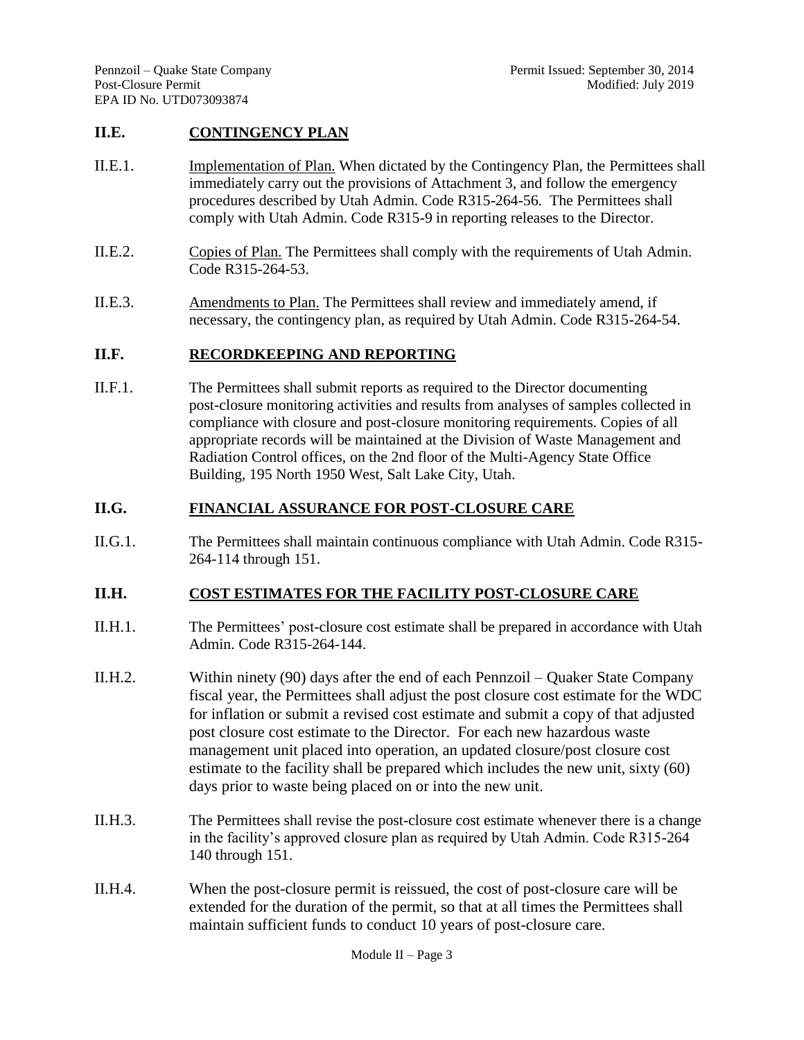## II.E. CONTINGENCY PLAN

II.E.1. Implementation of Plan. When dictated by the Contingency Plan, the Permittees shall immediately carry out the provisions of Attachment 3, and follow the emergency procedures described by Utah Admin. Code R315-264-56. The Permittees shall comply with Utah Admin. Code R315-9 in reporting releases to the Director.

II.E.2. Copies of Plan. The Permittees shall comply with the requirements of Utah Admin. Code R315-264-53.

II.E.3. Amendments to Plan. The Permittees shall review and immediately amend, if necessary, the contingency plan, as required by Utah Admin. Code R315-264-54.

## II.F. RECORDKEEPING AND REPORTING

II.F.1. The Permittees shall submit reports as required to the Director documenting post-closure monitoring activities and results from analyses of samples collected in compliance with closure and post-closure monitoring requirements. Copies of all appropriate records will be maintained at the Division of Waste Management and Radiation Control offices, on the 2nd floor of the Multi-Agency State Office Building, 195 North 1950 West, Salt Lake City, Utah.

## II.G. FINANCIAL ASSURANCE FOR POST-CLOSURE CARE

II.G.1. The Permittees shall maintain continuous compliance with Utah Admin. Code R315-264-114 through 151.

## II.H. COST ESTIMATES FOR THE FACILITY POST-CLOSURE CARE

II.H.1. The Permittees' post-closure cost estimate shall be prepared in accordance with Utah Admin. Code R315-264-144.

II.H.2. Within ninety (90) days after the end of each Pennzoil – Quaker State Company fiscal year, the Permittees shall adjust the post closure cost estimate for the WDC for inflation or submit a revised cost estimate and submit a copy of that adjusted post closure cost estimate to the Director. For each new hazardous waste management unit placed into operation, an updated closure/post closure cost estimate to the facility shall be prepared which includes the new unit, sixty (60) days prior to waste being placed on or into the new unit.

II.H.3. The Permittees shall revise the post-closure cost estimate whenever there is a change in the facility's approved closure plan as required by Utah Admin. Code R315-264 140 through 151.

II.H.4. When the post-closure permit is reissued, the cost of post-closure care will be extended for the duration of the permit, so that at all times the Permittees shall maintain sufficient funds to conduct 10 years of post-closure care.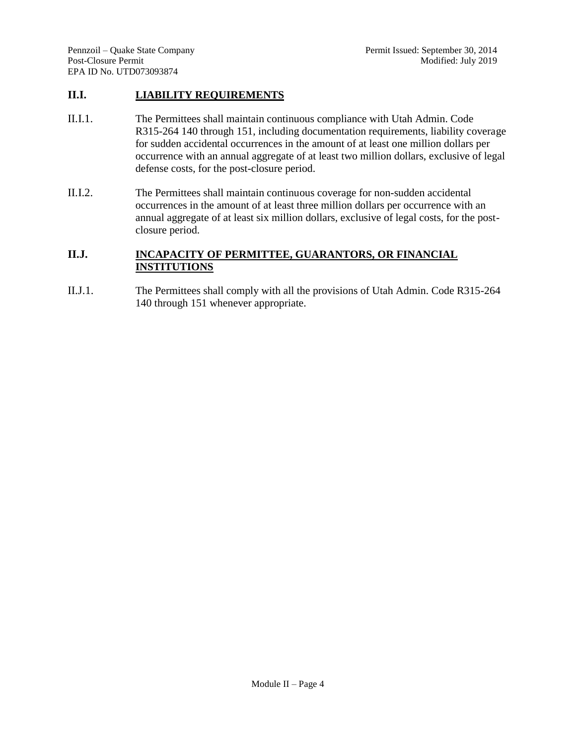## II.I. LIABILITY REQUIREMENTS

II.I.1. The Permittees shall maintain continuous compliance with Utah Admin. Code R315-264 140 through 151, including documentation requirements, liability coverage for sudden accidental occurrences in the amount of at least one million dollars per occurrence with an annual aggregate of at least two million dollars, exclusive of legal defense costs, for the post-closure period.

II.I.2. The Permittees shall maintain continuous coverage for non-sudden accidental occurrences in the amount of at least three million dollars per occurrence with an annual aggregate of at least six million dollars, exclusive of legal costs, for the post-closure period.

## II.J. INCAPACITY OF PERMITTEE, GUARANTORS, OR FINANCIAL INSTITUTIONS

II.J.1. The Permittees shall comply with all the provisions of Utah Admin. Code R315-264 140 through 151 whenever appropriate.